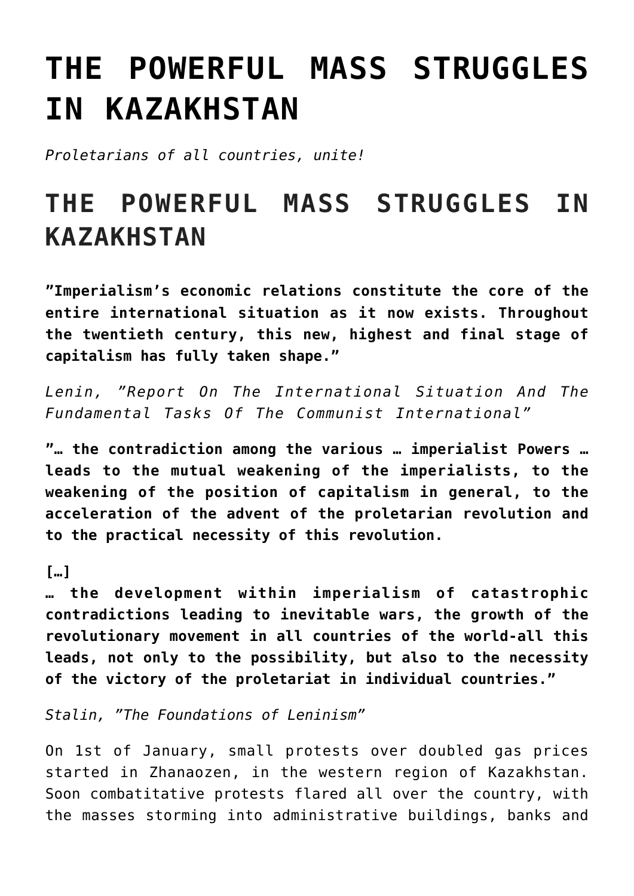# THE POWERFUL MASS STRUGGLES IN KAZAKHSTAN

*Proletarians of all countries, unite!*

## THE POWERFUL MASS STRUGGLES IN KAZAKHSTAN

**"Imperialism's economic relations constitute the core of the entire international situation as it now exists. Throughout the twentieth century, this new, highest and final stage of capitalism has fully taken shape."**

*Lenin, "Report On The International Situation And The Fundamental Tasks Of The Communist International"*

**"… the contradiction among the various … imperialist Powers … leads to the mutual weakening of the imperialists, to the weakening of the position of capitalism in general, to the acceleration of the advent of the proletarian revolution and to the practical necessity of this revolution.**

**[…]**
**… the development within imperialism of catastrophic contradictions leading to inevitable wars, the growth of the revolutionary movement in all countries of the world-all this leads, not only to the possibility, but also to the necessity of the victory of the proletariat in individual countries."**

*Stalin, "The Foundations of Leninism"*

On 1st of January, small protests over doubled gas prices started in Zhanaozen, in the western region of Kazakhstan. Soon combatitative protests flared all over the country, with the masses storming into administrative buildings, banks and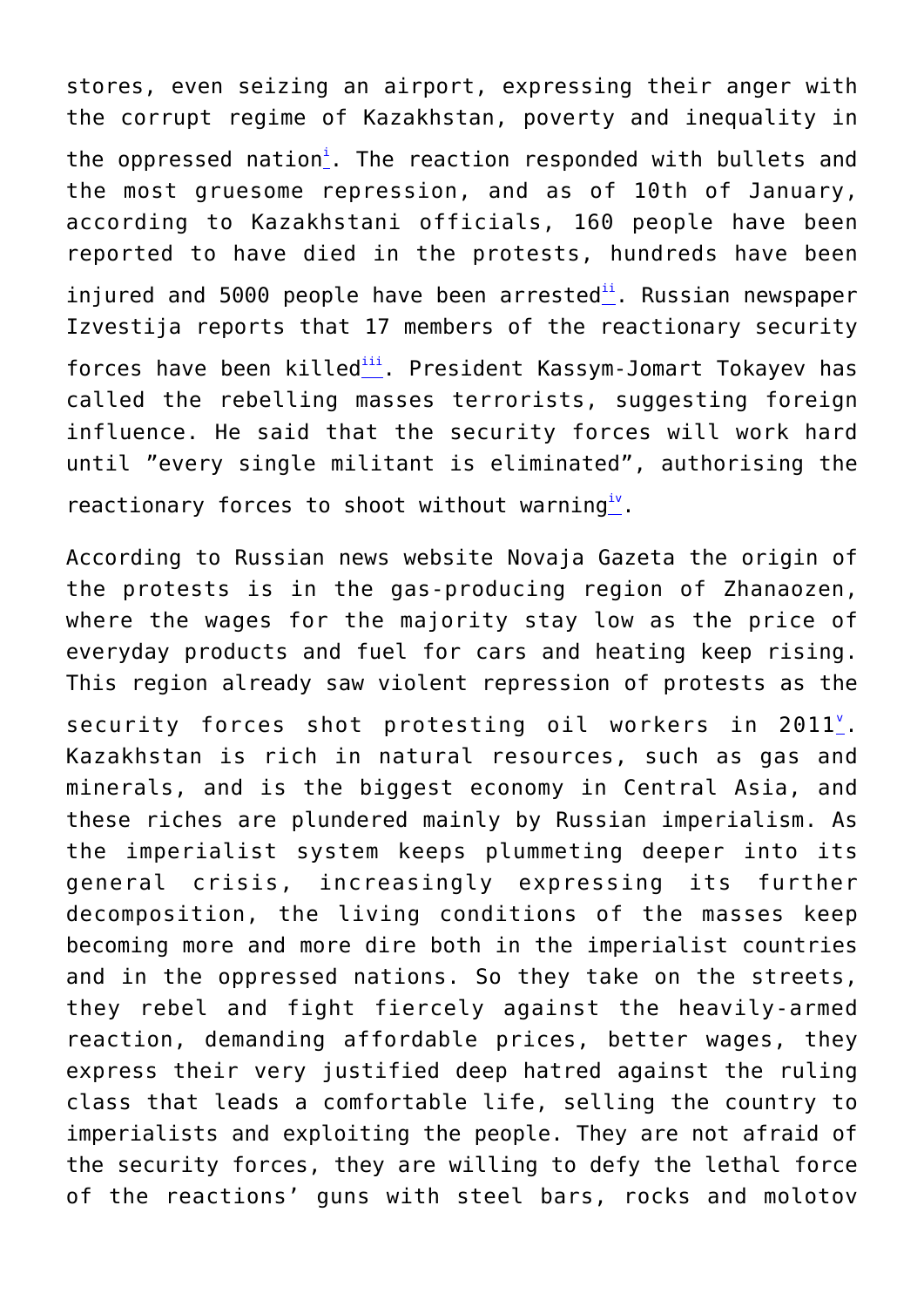stores, even seizing an airport, expressing their anger with the corrupt regime of Kazakhstan, poverty and inequality in the oppressed nation[i]. The reaction responded with bullets and the most gruesome repression, and as of 10th of January, according to Kazakhstani officials, 160 people have been reported to have died in the protests, hundreds have been injured and 5000 people have been arrested[ii]. Russian newspaper Izvestija reports that 17 members of the reactionary security forces have been killed[iii]. President Kassym-Jomart Tokayev has called the rebelling masses terrorists, suggesting foreign influence. He said that the security forces will work hard until "every single militant is eliminated", authorising the reactionary forces to shoot without warning[iv].

According to Russian news website Novaja Gazeta the origin of the protests is in the gas-producing region of Zhanaozen, where the wages for the majority stay low as the price of everyday products and fuel for cars and heating keep rising. This region already saw violent repression of protests as the security forces shot protesting oil workers in 2011[v]. Kazakhstan is rich in natural resources, such as gas and minerals, and is the biggest economy in Central Asia, and these riches are plundered mainly by Russian imperialism. As the imperialist system keeps plummeting deeper into its general crisis, increasingly expressing its further decomposition, the living conditions of the masses keep becoming more and more dire both in the imperialist countries and in the oppressed nations. So they take on the streets, they rebel and fight fiercely against the heavily-armed reaction, demanding affordable prices, better wages, they express their very justified deep hatred against the ruling class that leads a comfortable life, selling the country to imperialists and exploiting the people. They are not afraid of the security forces, they are willing to defy the lethal force of the reactions' guns with steel bars, rocks and molotov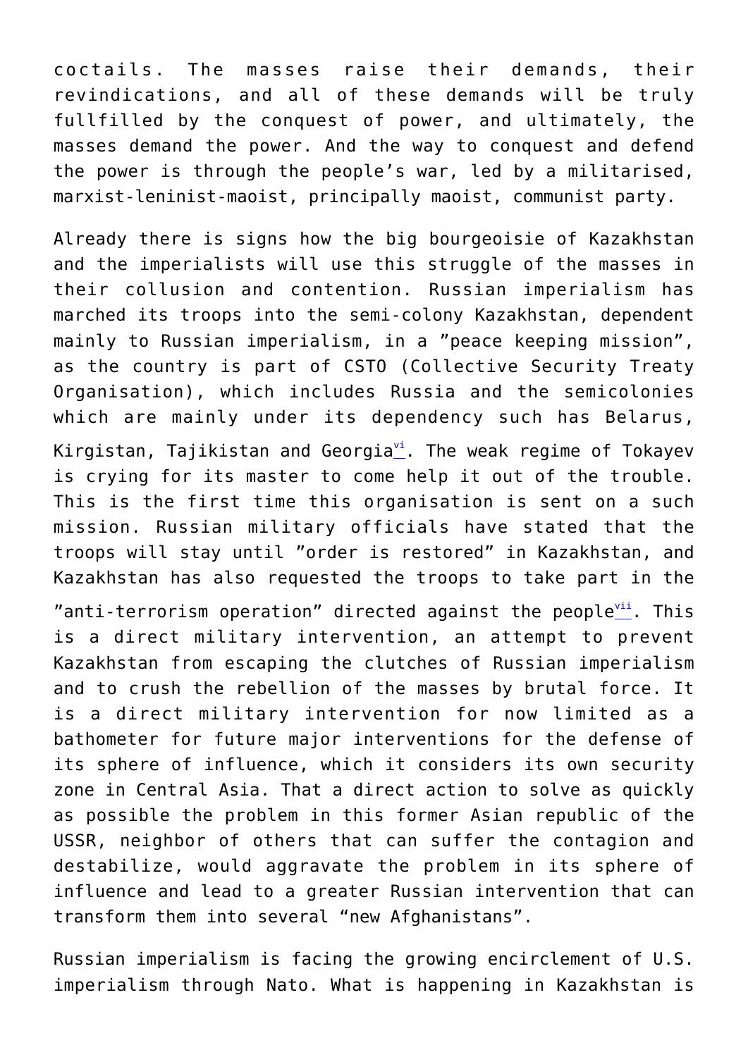coctails. The masses raise their demands, their revindications, and all of these demands will be truly fullfilled by the conquest of power, and ultimately, the masses demand the power. And the way to conquest and defend the power is through the people's war, led by a militarised, marxist-leninist-maoist, principally maoist, communist party.

Already there is signs how the big bourgeoisie of Kazakhstan and the imperialists will use this struggle of the masses in their collusion and contention. Russian imperialism has marched its troops into the semi-colony Kazakhstan, dependent mainly to Russian imperialism, in a "peace keeping mission", as the country is part of CSTO (Collective Security Treaty Organisation), which includes Russia and the semicolonies which are mainly under its dependency such has Belarus, Kirgistan, Tajikistan and Georgia[vi]. The weak regime of Tokayev is crying for its master to come help it out of the trouble. This is the first time this organisation is sent on a such mission. Russian military officials have stated that the troops will stay until "order is restored" in Kazakhstan, and Kazakhstan has also requested the troops to take part in the "anti-terrorism operation" directed against the people[vii]. This is a direct military intervention, an attempt to prevent Kazakhstan from escaping the clutches of Russian imperialism and to crush the rebellion of the masses by brutal force. It is a direct military intervention for now limited as a bathometer for future major interventions for the defense of its sphere of influence, which it considers its own security zone in Central Asia. That a direct action to solve as quickly as possible the problem in this former Asian republic of the USSR, neighbor of others that can suffer the contagion and destabilize, would aggravate the problem in its sphere of influence and lead to a greater Russian intervention that can transform them into several "new Afghanistans".

Russian imperialism is facing the growing encirclement of U.S. imperialism through Nato. What is happening in Kazakhstan is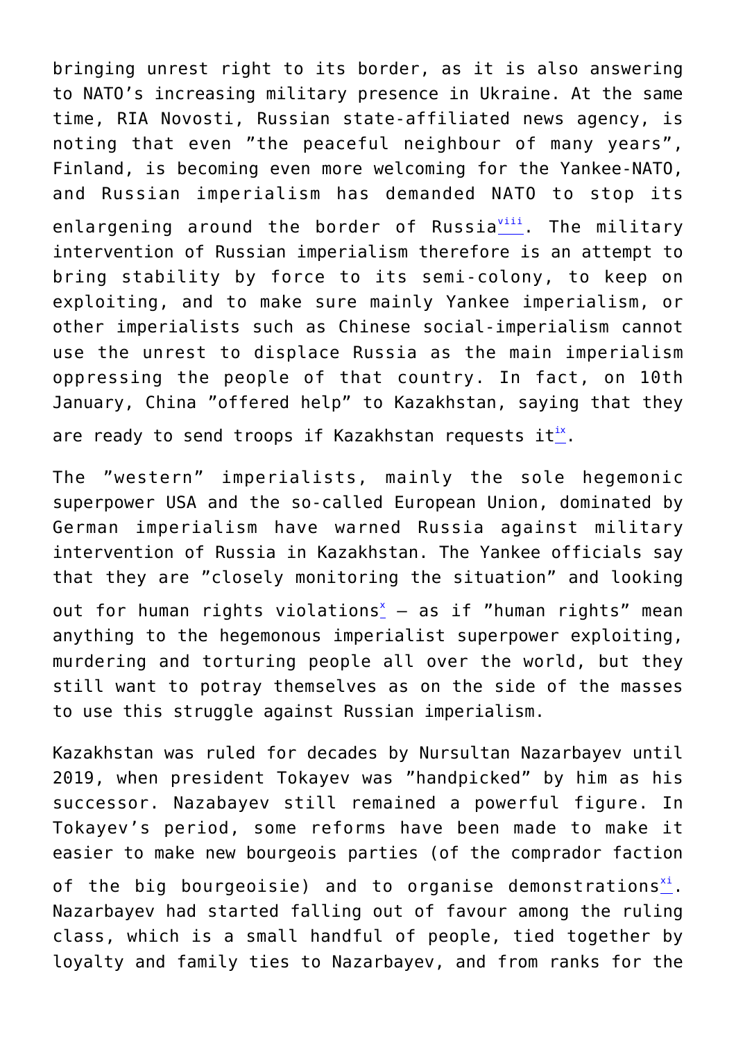bringing unrest right to its border, as it is also answering to NATO's increasing military presence in Ukraine. At the same time, RIA Novosti, Russian state-affiliated news agency, is noting that even "the peaceful neighbour of many years", Finland, is becoming even more welcoming for the Yankee-NATO, and Russian imperialism has demanded NATO to stop its enlargening around the border of Russia[viii]. The military intervention of Russian imperialism therefore is an attempt to bring stability by force to its semi-colony, to keep on exploiting, and to make sure mainly Yankee imperialism, or other imperialists such as Chinese social-imperialism cannot use the unrest to displace Russia as the main imperialism oppressing the people of that country. In fact, on 10th January, China "offered help" to Kazakhstan, saying that they are ready to send troops if Kazakhstan requests it[ix].

The "western" imperialists, mainly the sole hegemonic superpower USA and the so-called European Union, dominated by German imperialism have warned Russia against military intervention of Russia in Kazakhstan. The Yankee officials say that they are "closely monitoring the situation" and looking out for human rights violations[x] – as if "human rights" mean anything to the hegemonous imperialist superpower exploiting, murdering and torturing people all over the world, but they still want to potray themselves as on the side of the masses to use this struggle against Russian imperialism.

Kazakhstan was ruled for decades by Nursultan Nazarbayev until 2019, when president Tokayev was "handpicked" by him as his successor. Nazabayev still remained a powerful figure. In Tokayev's period, some reforms have been made to make it easier to make new bourgeois parties (of the comprador faction of the big bourgeoisie) and to organise demonstrations[xi]. Nazarbayev had started falling out of favour among the ruling class, which is a small handful of people, tied together by loyalty and family ties to Nazarbayev, and from ranks for the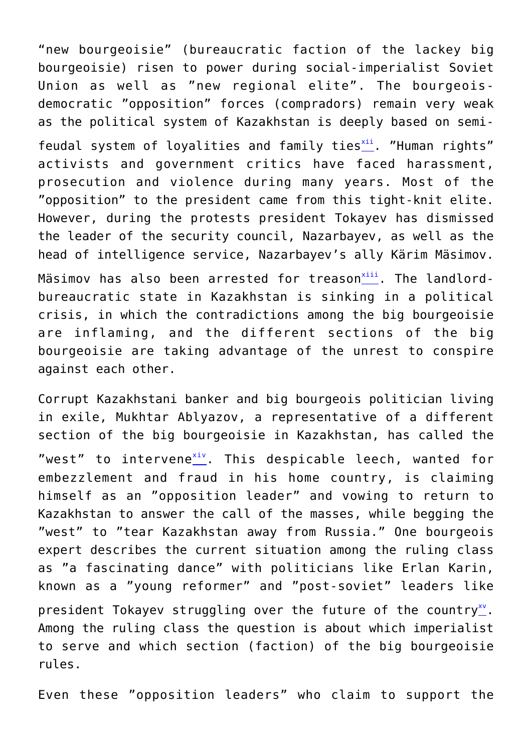"new bourgeoisie" (bureaucratic faction of the lackey big bourgeoisie) risen to power during social-imperialist Soviet Union as well as "new regional elite". The bourgeois-democratic "opposition" forces (compradors) remain very weak as the political system of Kazakhstan is deeply based on semi-feudal system of loyalities and family ties[xii]. "Human rights" activists and government critics have faced harassment, prosecution and violence during many years. Most of the "opposition" to the president came from this tight-knit elite. However, during the protests president Tokayev has dismissed the leader of the security council, Nazarbayev, as well as the head of intelligence service, Nazarbayev's ally Kärim Mäsimov. Mäsimov has also been arrested for treason[xiii]. The landlord-bureaucratic state in Kazakhstan is sinking in a political crisis, in which the contradictions among the big bourgeoisie are inflaming, and the different sections of the big bourgeoisie are taking advantage of the unrest to conspire against each other.

Corrupt Kazakhstani banker and big bourgeois politician living in exile, Mukhtar Ablyazov, a representative of a different section of the big bourgeoisie in Kazakhstan, has called the "west" to intervene[xiv]. This despicable leech, wanted for embezzlement and fraud in his home country, is claiming himself as an "opposition leader" and vowing to return to Kazakhstan to answer the call of the masses, while begging the "west" to "tear Kazakhstan away from Russia." One bourgeois expert describes the current situation among the ruling class as "a fascinating dance" with politicians like Erlan Karin, known as a "young reformer" and "post-soviet" leaders like president Tokayev struggling over the future of the country[xv]. Among the ruling class the question is about which imperialist to serve and which section (faction) of the big bourgeoisie rules.

Even these "opposition leaders" who claim to support the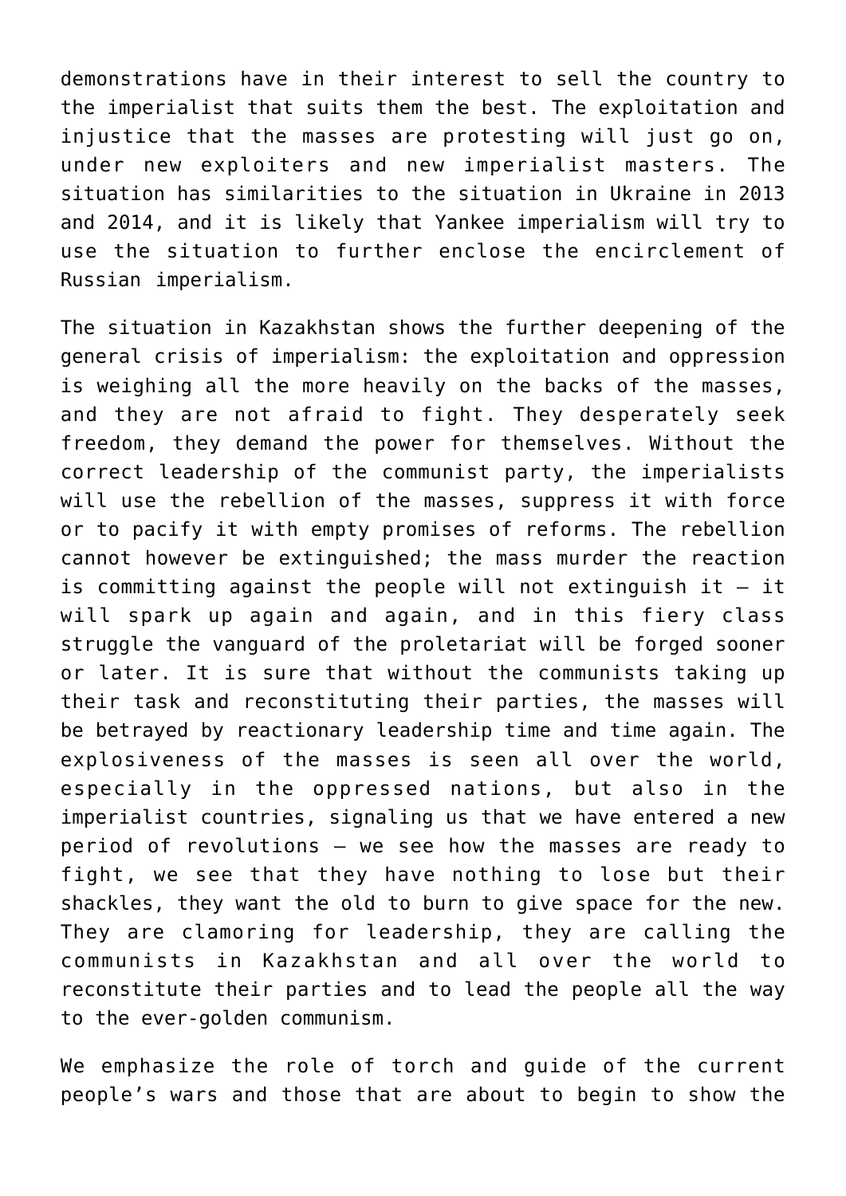demonstrations have in their interest to sell the country to the imperialist that suits them the best. The exploitation and injustice that the masses are protesting will just go on, under new exploiters and new imperialist masters. The situation has similarities to the situation in Ukraine in 2013 and 2014, and it is likely that Yankee imperialism will try to use the situation to further enclose the encirclement of Russian imperialism.

The situation in Kazakhstan shows the further deepening of the general crisis of imperialism: the exploitation and oppression is weighing all the more heavily on the backs of the masses, and they are not afraid to fight. They desperately seek freedom, they demand the power for themselves. Without the correct leadership of the communist party, the imperialists will use the rebellion of the masses, suppress it with force or to pacify it with empty promises of reforms. The rebellion cannot however be extinguished; the mass murder the reaction is committing against the people will not extinguish it – it will spark up again and again, and in this fiery class struggle the vanguard of the proletariat will be forged sooner or later. It is sure that without the communists taking up their task and reconstituting their parties, the masses will be betrayed by reactionary leadership time and time again. The explosiveness of the masses is seen all over the world, especially in the oppressed nations, but also in the imperialist countries, signaling us that we have entered a new period of revolutions – we see how the masses are ready to fight, we see that they have nothing to lose but their shackles, they want the old to burn to give space for the new. They are clamoring for leadership, they are calling the communists in Kazakhstan and all over the world to reconstitute their parties and to lead the people all the way to the ever-golden communism.

We emphasize the role of torch and guide of the current people's wars and those that are about to begin to show the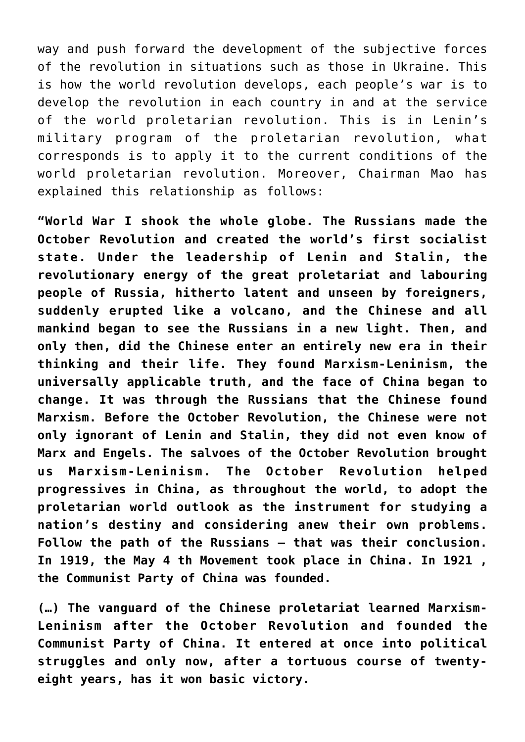way and push forward the development of the subjective forces of the revolution in situations such as those in Ukraine. This is how the world revolution develops, each people's war is to develop the revolution in each country in and at the service of the world proletarian revolution. This is in Lenin's military program of the proletarian revolution, what corresponds is to apply it to the current conditions of the world proletarian revolution. Moreover, Chairman Mao has explained this relationship as follows:

**"World War I shook the whole globe. The Russians made the October Revolution and created the world's first socialist state. Under the leadership of Lenin and Stalin, the revolutionary energy of the great proletariat and labouring people of Russia, hitherto latent and unseen by foreigners, suddenly erupted like a volcano, and the Chinese and all mankind began to see the Russians in a new light. Then, and only then, did the Chinese enter an entirely new era in their thinking and their life. They found Marxism-Leninism, the universally applicable truth, and the face of China began to change. It was through the Russians that the Chinese found Marxism. Before the October Revolution, the Chinese were not only ignorant of Lenin and Stalin, they did not even know of Marx and Engels. The salvoes of the October Revolution brought us Marxism-Leninism. The October Revolution helped progressives in China, as throughout the world, to adopt the proletarian world outlook as the instrument for studying a nation's destiny and considering anew their own problems. Follow the path of the Russians – that was their conclusion. In 1919, the May 4 th Movement took place in China. In 1921 , the Communist Party of China was founded.**

**(…) The vanguard of the Chinese proletariat learned Marxism-Leninism after the October Revolution and founded the Communist Party of China. It entered at once into political struggles and only now, after a tortuous course of twenty-eight years, has it won basic victory.**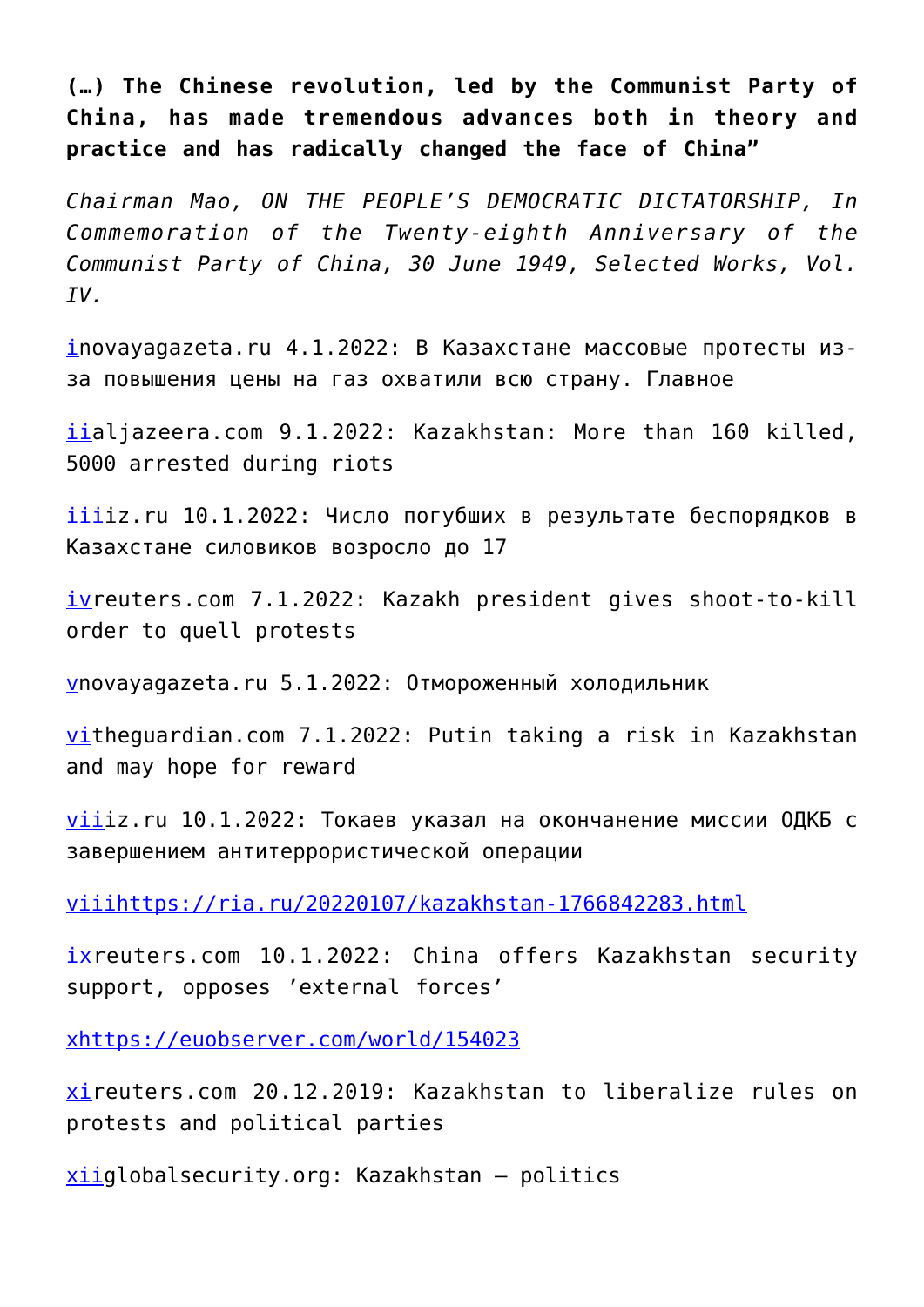**(…) The Chinese revolution, led by the Communist Party of China, has made tremendous advances both in theory and practice and has radically changed the face of China"**

*Chairman Mao, ON THE PEOPLE'S DEMOCRATIC DICTATORSHIP, In Commemoration of the Twenty-eighth Anniversary of the Communist Party of China, 30 June 1949, Selected Works, Vol. IV.*

i novayagazeta.ru 4.1.2022: В Казахстане массовые протесты из-за повышения цены на газ охватили всю страну. Главное

ii aljazeera.com 9.1.2022: Kazakhstan: More than 160 killed, 5000 arrested during riots

iii iz.ru 10.1.2022: Число погубших в результате беспорядков в Казахстане силовиков возросло до 17

iv reuters.com 7.1.2022: Kazakh president gives shoot-to-kill order to quell protests

v novayagazeta.ru 5.1.2022: Отмороженный холодильник

vi theguardian.com 7.1.2022: Putin taking a risk in Kazakhstan and may hope for reward

vii iz.ru 10.1.2022: Токаев указал на окончанение миссии ОДКБ с завершением антитеррористической операции

viii https://ria.ru/20220107/kazakhstan-1766842283.html

ix reuters.com 10.1.2022: China offers Kazakhstan security support, opposes 'external forces'

x https://euobserver.com/world/154023

xi reuters.com 20.12.2019: Kazakhstan to liberalize rules on protests and political parties

xii globalsecurity.org: Kazakhstan – politics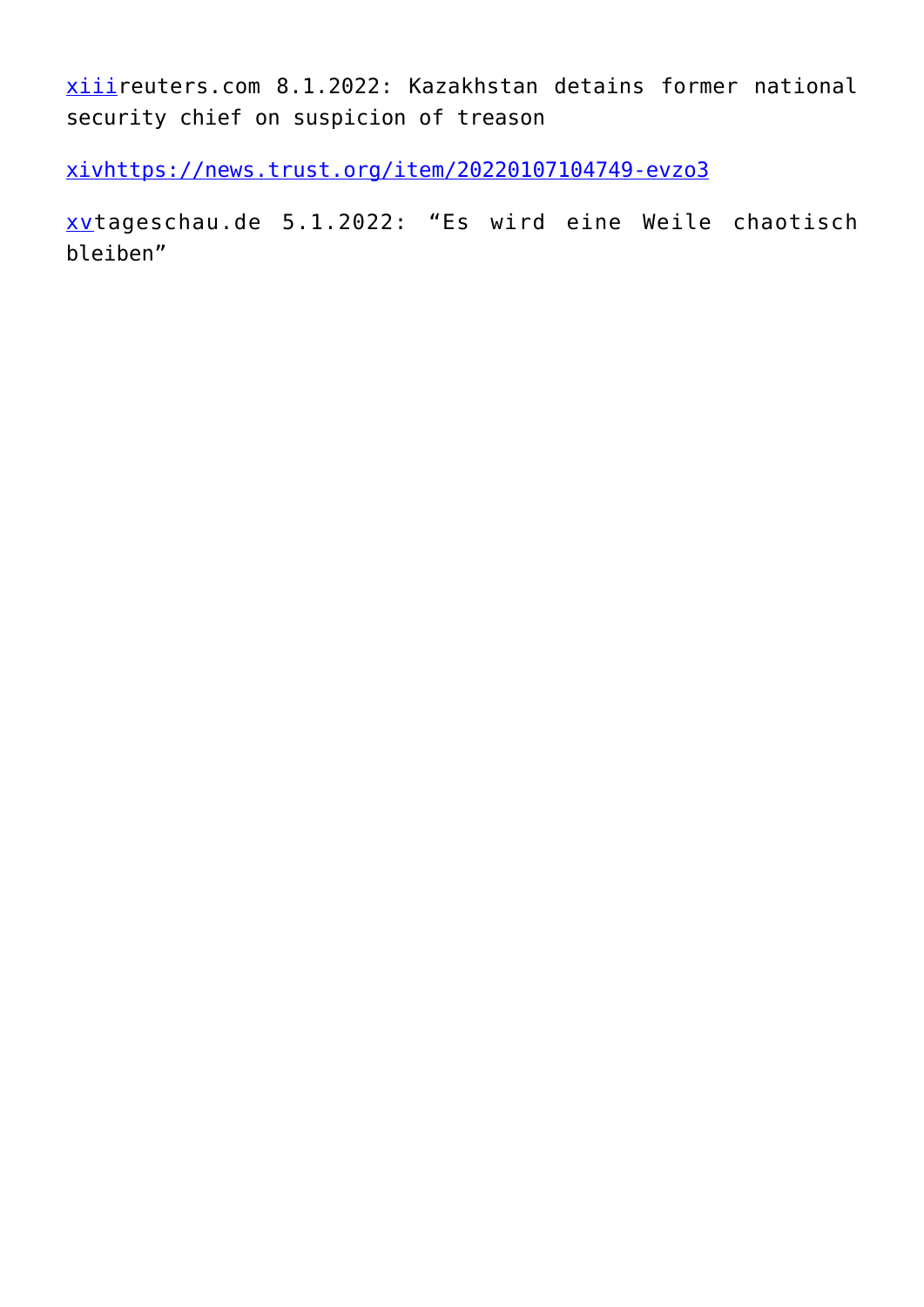[xiii]reuters.com 8.1.2022: Kazakhstan detains former national security chief on suspicion of treason

[xiv]https://news.trust.org/item/20220107104749-evzo3

[xv]tageschau.de 5.1.2022: “Es wird eine Weile chaotisch bleiben”